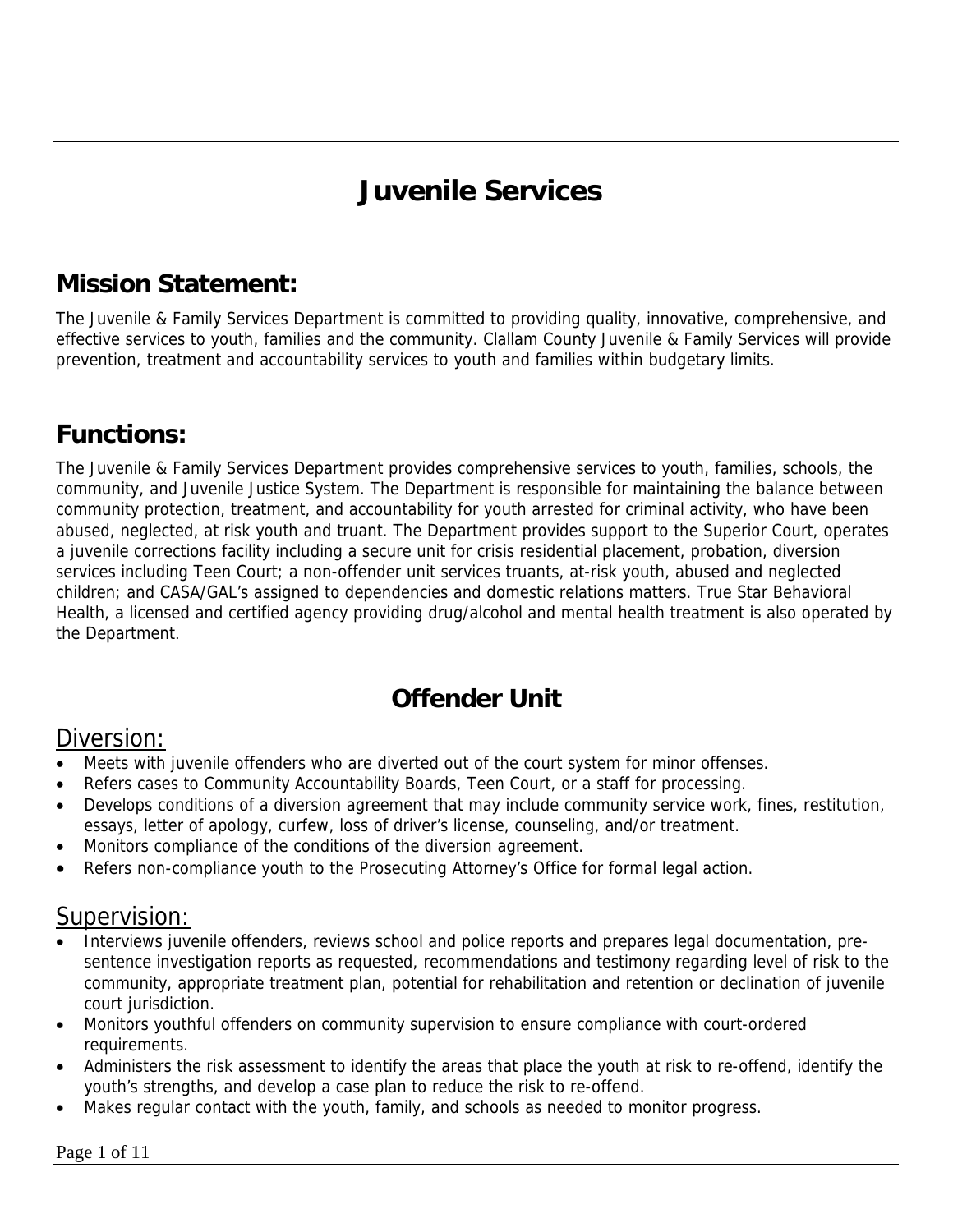# Juvenile Services

## Mission Statement:

The Juvenile & Family Services Department is committed to providing quality, innovative, comprehensive, and effective services to youth, families and the community. Clallam County Juvenile & Family Services will provide prevention, treatment and accountability services to youth and families within budgetary limits.

## Functions:

The Juvenile & Family Services Department provides comprehensive services to youth, families, schools, the community, and Juvenile Justice System. The Department is responsible for maintaining the balance between community protection, treatment, and accountability for youth arrested for criminal activity, who have been abused, neglected, at risk youth and truant. The Department provides support to the Superior Court, operates a juvenile corrections facility including a secure unit for crisis residential placement, probation, diversion services including Teen Court; a non-offender unit services truants, at-risk youth, abused and neglected children; and CASA/GAL's assigned to dependencies and domestic relations matters. True Star Behavioral Health, a licensed and certified agency providing drug/alcohol and mental health treatment is also operated by the Department.

## Offender Unit

### Diversion:

- Meets with juvenile offenders who are diverted out of the court system for minor offenses.
- Refers cases to Community Accountability Boards, Teen Court, or a staff for processing.
- Develops conditions of a diversion agreement that may include community service work, fines, restitution, essays, letter of apology, curfew, loss of driver's license, counseling, and/or treatment.
- Monitors compliance of the conditions of the diversion agreement.
- Refers non-compliance youth to the Prosecuting Attorney's Office for formal legal action.

### Supervision:

- Interviews juvenile offenders, reviews school and police reports and prepares legal documentation, pre-sentence investigation reports as requested, recommendations and testimony regarding level of risk to the community, appropriate treatment plan, potential for rehabilitation and retention or declination of juvenile court jurisdiction.
- Monitors youthful offenders on community supervision to ensure compliance with court-ordered requirements.
- Administers the risk assessment to identify the areas that place the youth at risk to re-offend, identify the youth's strengths, and develop a case plan to reduce the risk to re-offend.
- Makes regular contact with the youth, family, and schools as needed to monitor progress.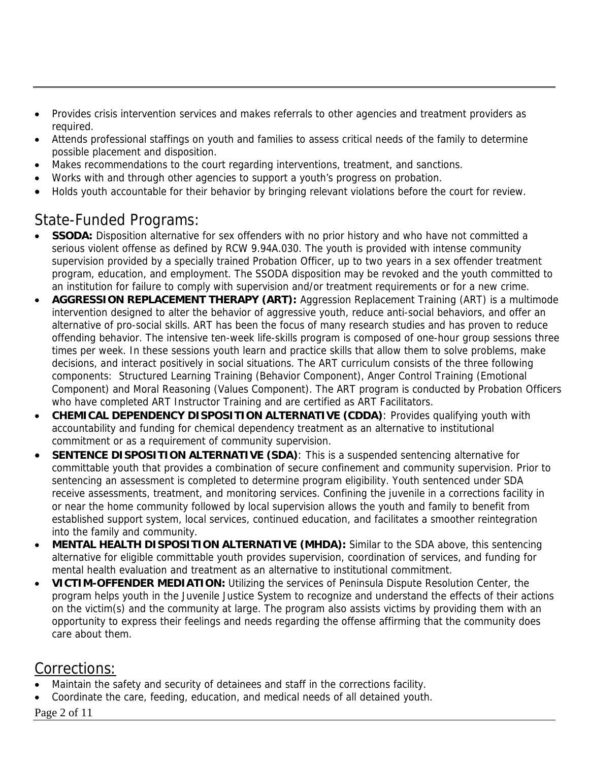- Provides crisis intervention services and makes referrals to other agencies and treatment providers as required.
- Attends professional staffings on youth and families to assess critical needs of the family to determine possible placement and disposition.
- Makes recommendations to the court regarding interventions, treatment, and sanctions.
- Works with and through other agencies to support a youth's progress on probation.
- Holds youth accountable for their behavior by bringing relevant violations before the court for review.

## State-Funded Programs:

- **SSODA:** Disposition alternative for sex offenders with no prior history and who have not committed a serious violent offense as defined by RCW 9.94A.030. The youth is provided with intense community supervision provided by a specially trained Probation Officer, up to two years in a sex offender treatment program, education, and employment. The SSODA disposition may be revoked and the youth committed to an institution for failure to comply with supervision and/or treatment requirements or for a new crime.
- **AGGRESSION REPLACEMENT THERAPY (ART):** Aggression Replacement Training (ART) is a multimode intervention designed to alter the behavior of aggressive youth, reduce anti-social behaviors, and offer an alternative of pro-social skills. ART has been the focus of many research studies and has proven to reduce offending behavior. The intensive ten-week life-skills program is composed of one-hour group sessions three times per week. In these sessions youth learn and practice skills that allow them to solve problems, make decisions, and interact positively in social situations. The ART curriculum consists of the three following components: Structured Learning Training (Behavior Component), Anger Control Training (Emotional Component) and Moral Reasoning (Values Component). The ART program is conducted by Probation Officers who have completed ART Instructor Training and are certified as ART Facilitators.
- **CHEMICAL DEPENDENCY DISPOSITION ALTERNATIVE (CDDA)**: Provides qualifying youth with accountability and funding for chemical dependency treatment as an alternative to institutional commitment or as a requirement of community supervision.
- **SENTENCE DISPOSITION ALTERNATIVE (SDA)**: This is a suspended sentencing alternative for committable youth that provides a combination of secure confinement and community supervision. Prior to sentencing an assessment is completed to determine program eligibility. Youth sentenced under SDA receive assessments, treatment, and monitoring services. Confining the juvenile in a corrections facility in or near the home community followed by local supervision allows the youth and family to benefit from established support system, local services, continued education, and facilitates a smoother reintegration into the family and community.
- **MENTAL HEALTH DISPOSITION ALTERNATIVE (MHDA):** Similar to the SDA above, this sentencing alternative for eligible committable youth provides supervision, coordination of services, and funding for mental health evaluation and treatment as an alternative to institutional commitment.
- **VICTIM-OFFENDER MEDIATION:** Utilizing the services of Peninsula Dispute Resolution Center, the program helps youth in the Juvenile Justice System to recognize and understand the effects of their actions on the victim(s) and the community at large. The program also assists victims by providing them with an opportunity to express their feelings and needs regarding the offense affirming that the community does care about them.

## Corrections:

- Maintain the safety and security of detainees and staff in the corrections facility.
- Coordinate the care, feeding, education, and medical needs of all detained youth.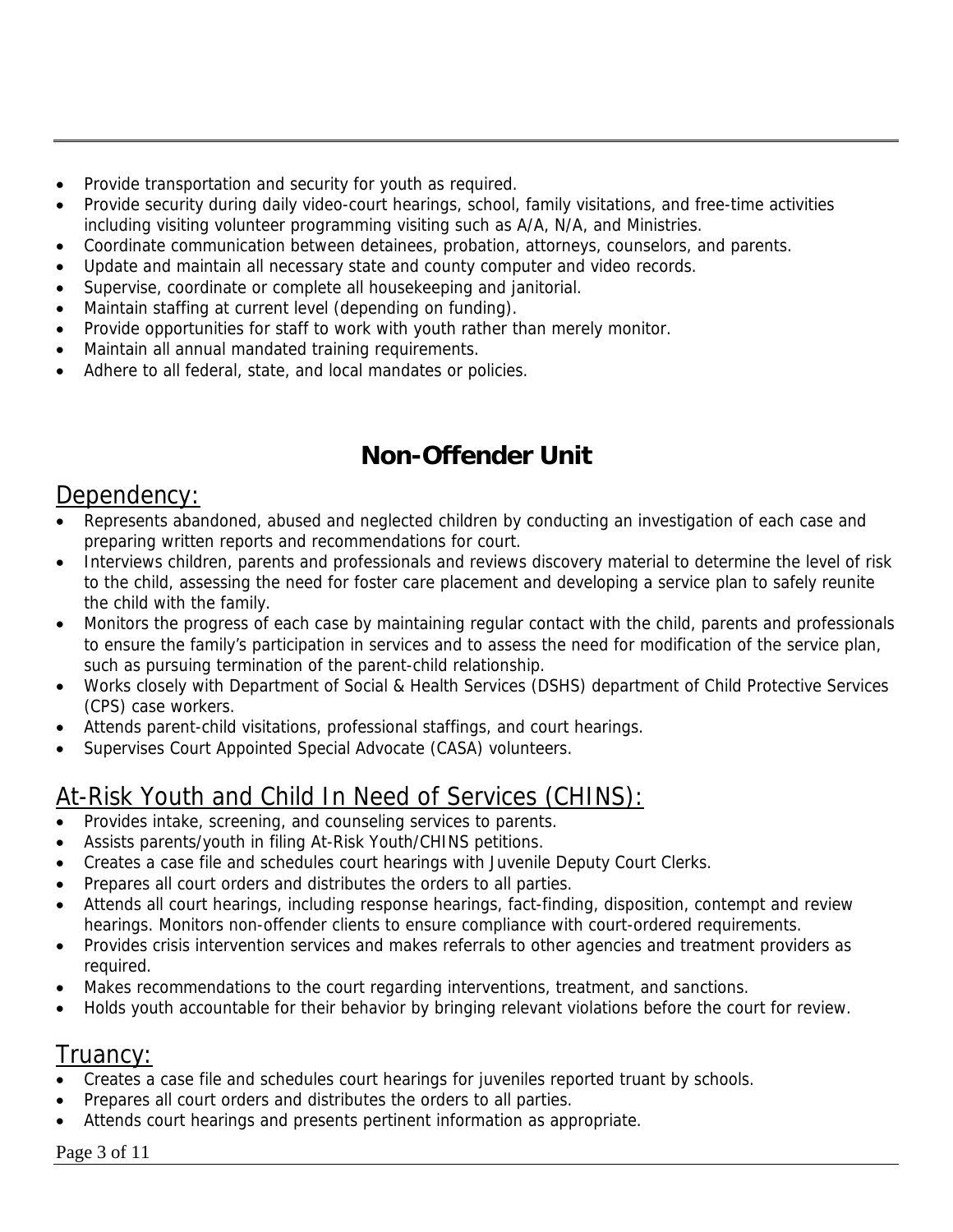- Provide transportation and security for youth as required.
- Provide security during daily video-court hearings, school, family visitations, and free-time activities including visiting volunteer programming visiting such as A/A, N/A, and Ministries.
- Coordinate communication between detainees, probation, attorneys, counselors, and parents.
- Update and maintain all necessary state and county computer and video records.
- Supervise, coordinate or complete all housekeeping and janitorial.
- Maintain staffing at current level (depending on funding).
- Provide opportunities for staff to work with youth rather than merely monitor.
- Maintain all annual mandated training requirements.
- Adhere to all federal, state, and local mandates or policies.

# Non-Offender Unit

## Dependency:

- Represents abandoned, abused and neglected children by conducting an investigation of each case and preparing written reports and recommendations for court.
- Interviews children, parents and professionals and reviews discovery material to determine the level of risk to the child, assessing the need for foster care placement and developing a service plan to safely reunite the child with the family.
- Monitors the progress of each case by maintaining regular contact with the child, parents and professionals to ensure the family's participation in services and to assess the need for modification of the service plan, such as pursuing termination of the parent-child relationship.
- Works closely with Department of Social & Health Services (DSHS) department of Child Protective Services (CPS) case workers.
- Attends parent-child visitations, professional staffings, and court hearings.
- Supervises Court Appointed Special Advocate (CASA) volunteers.

## At-Risk Youth and Child In Need of Services (CHINS):

- Provides intake, screening, and counseling services to parents.
- Assists parents/youth in filing At-Risk Youth/CHINS petitions.
- Creates a case file and schedules court hearings with Juvenile Deputy Court Clerks.
- Prepares all court orders and distributes the orders to all parties.
- Attends all court hearings, including response hearings, fact-finding, disposition, contempt and review hearings. Monitors non-offender clients to ensure compliance with court-ordered requirements.
- Provides crisis intervention services and makes referrals to other agencies and treatment providers as required.
- Makes recommendations to the court regarding interventions, treatment, and sanctions.
- Holds youth accountable for their behavior by bringing relevant violations before the court for review.

## Truancy:

- Creates a case file and schedules court hearings for juveniles reported truant by schools.
- Prepares all court orders and distributes the orders to all parties.
- Attends court hearings and presents pertinent information as appropriate.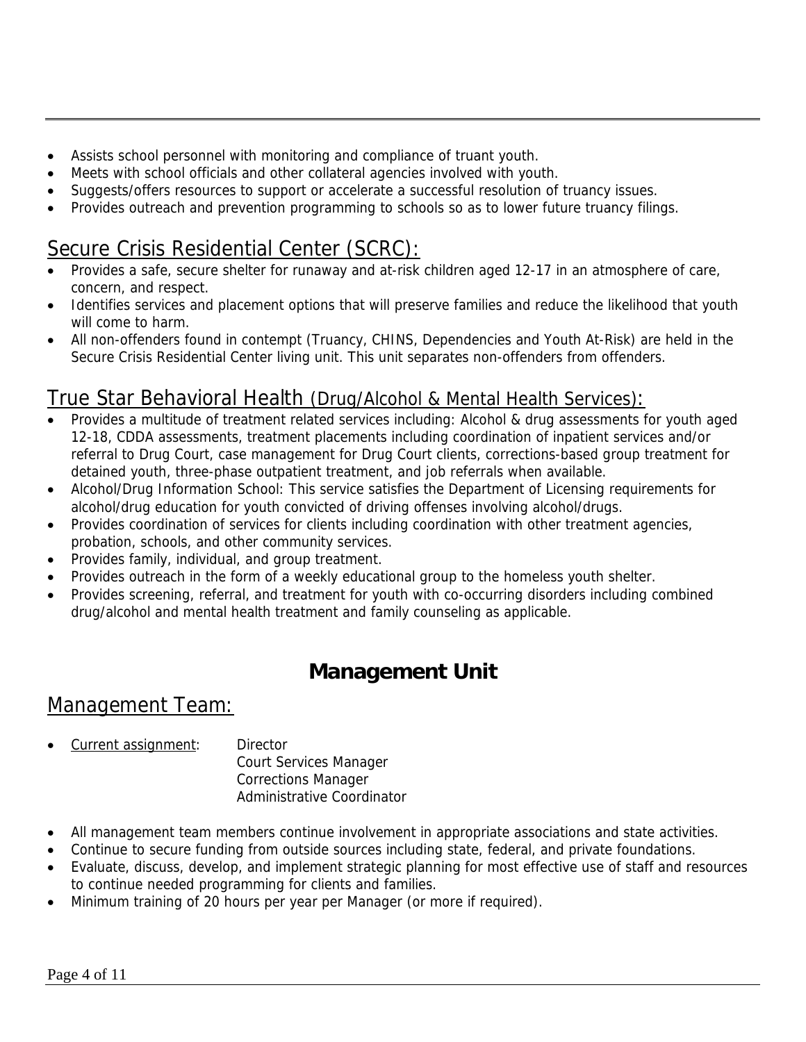- Assists school personnel with monitoring and compliance of truant youth.
- Meets with school officials and other collateral agencies involved with youth.
- Suggests/offers resources to support or accelerate a successful resolution of truancy issues.
- Provides outreach and prevention programming to schools so as to lower future truancy filings.

## Secure Crisis Residential Center (SCRC):

- Provides a safe, secure shelter for runaway and at-risk children aged 12-17 in an atmosphere of care, concern, and respect.
- Identifies services and placement options that will preserve families and reduce the likelihood that youth will come to harm.
- All non-offenders found in contempt (Truancy, CHINS, Dependencies and Youth At-Risk) are held in the Secure Crisis Residential Center living unit. This unit separates non-offenders from offenders.

## True Star Behavioral Health (Drug/Alcohol & Mental Health Services):

- Provides a multitude of treatment related services including: Alcohol & drug assessments for youth aged 12-18, CDDA assessments, treatment placements including coordination of inpatient services and/or referral to Drug Court, case management for Drug Court clients, corrections-based group treatment for detained youth, three-phase outpatient treatment, and job referrals when available.
- Alcohol/Drug Information School: This service satisfies the Department of Licensing requirements for alcohol/drug education for youth convicted of driving offenses involving alcohol/drugs.
- Provides coordination of services for clients including coordination with other treatment agencies, probation, schools, and other community services.
- Provides family, individual, and group treatment.
- Provides outreach in the form of a weekly educational group to the homeless youth shelter.
- Provides screening, referral, and treatment for youth with co-occurring disorders including combined drug/alcohol and mental health treatment and family counseling as applicable.

# Management Unit

## Management Team:

- Current assignment: Director
  Court Services Manager
  Corrections Manager
  Administrative Coordinator

- All management team members continue involvement in appropriate associations and state activities.
- Continue to secure funding from outside sources including state, federal, and private foundations.
- Evaluate, discuss, develop, and implement strategic planning for most effective use of staff and resources to continue needed programming for clients and families.
- Minimum training of 20 hours per year per Manager (or more if required).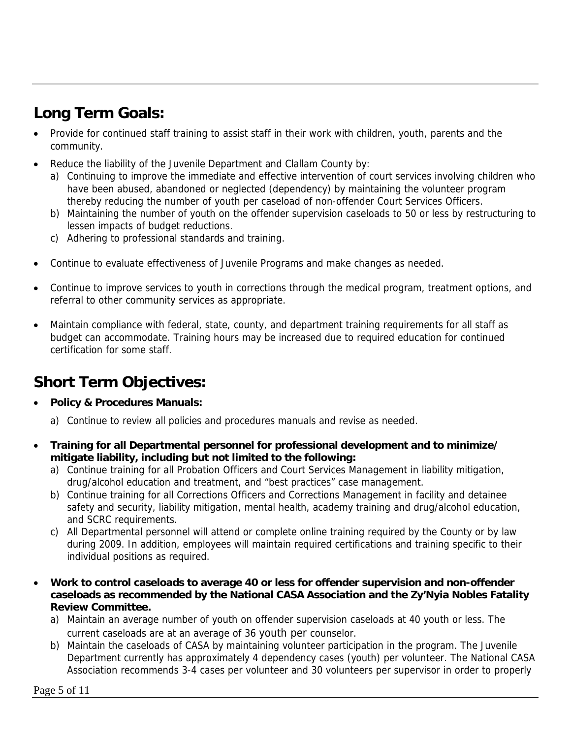## Long Term Goals:

- Provide for continued staff training to assist staff in their work with children, youth, parents and the community.
- Reduce the liability of the Juvenile Department and Clallam County by:
  a) Continuing to improve the immediate and effective intervention of court services involving children who have been abused, abandoned or neglected (dependency) by maintaining the volunteer program thereby reducing the number of youth per caseload of non-offender Court Services Officers.
  b) Maintaining the number of youth on the offender supervision caseloads to 50 or less by restructuring to lessen impacts of budget reductions.
  c) Adhering to professional standards and training.
- Continue to evaluate effectiveness of Juvenile Programs and make changes as needed.
- Continue to improve services to youth in corrections through the medical program, treatment options, and referral to other community services as appropriate.
- Maintain compliance with federal, state, county, and department training requirements for all staff as budget can accommodate. Training hours may be increased due to required education for continued certification for some staff.

## Short Term Objectives:

- **Policy & Procedures Manuals:**
  a) Continue to review all policies and procedures manuals and revise as needed.
- **Training for all Departmental personnel for professional development and to minimize/ mitigate liability, including but not limited to the following:**
  a) Continue training for all Probation Officers and Court Services Management in liability mitigation, drug/alcohol education and treatment, and "best practices" case management.
  b) Continue training for all Corrections Officers and Corrections Management in facility and detainee safety and security, liability mitigation, mental health, academy training and drug/alcohol education, and SCRC requirements.
  c) All Departmental personnel will attend or complete online training required by the County or by law during 2009. In addition, employees will maintain required certifications and training specific to their individual positions as required.
- **Work to control caseloads to average 40 or less for offender supervision and non-offender caseloads as recommended by the National CASA Association and the Zy'Nyia Nobles Fatality Review Committee.**
  a) Maintain an average number of youth on offender supervision caseloads at 40 youth or less. The current caseloads are at an average of 36 youth per counselor.
  b) Maintain the caseloads of CASA by maintaining volunteer participation in the program. The Juvenile Department currently has approximately 4 dependency cases (youth) per volunteer. The National CASA Association recommends 3-4 cases per volunteer and 30 volunteers per supervisor in order to properly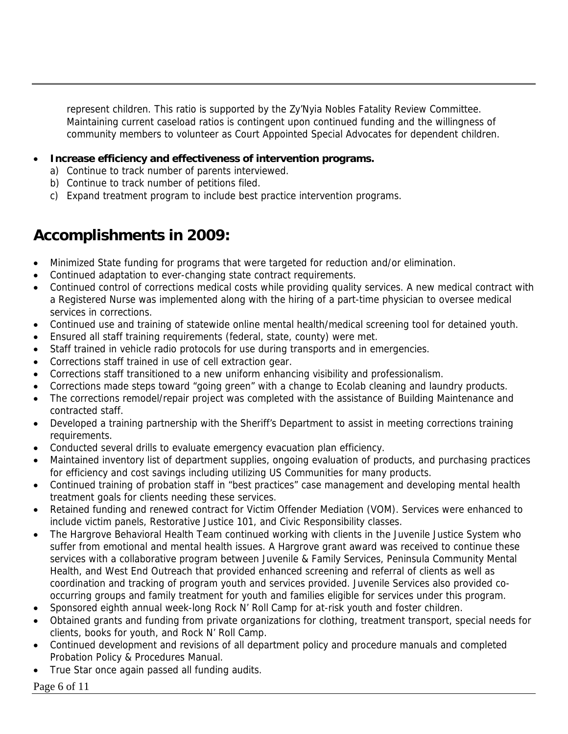represent children. This ratio is supported by the Zy'Nyia Nobles Fatality Review Committee. Maintaining current caseload ratios is contingent upon continued funding and the willingness of community members to volunteer as Court Appointed Special Advocates for dependent children.

- **Increase efficiency and effectiveness of intervention programs.**
  a) Continue to track number of parents interviewed.
  b) Continue to track number of petitions filed.
  c) Expand treatment program to include best practice intervention programs.

## Accomplishments in 2009:

- Minimized State funding for programs that were targeted for reduction and/or elimination.
- Continued adaptation to ever-changing state contract requirements.
- Continued control of corrections medical costs while providing quality services. A new medical contract with a Registered Nurse was implemented along with the hiring of a part-time physician to oversee medical services in corrections.
- Continued use and training of statewide online mental health/medical screening tool for detained youth.
- Ensured all staff training requirements (federal, state, county) were met.
- Staff trained in vehicle radio protocols for use during transports and in emergencies.
- Corrections staff trained in use of cell extraction gear.
- Corrections staff transitioned to a new uniform enhancing visibility and professionalism.
- Corrections made steps toward "going green" with a change to Ecolab cleaning and laundry products.
- The corrections remodel/repair project was completed with the assistance of Building Maintenance and contracted staff.
- Developed a training partnership with the Sheriff's Department to assist in meeting corrections training requirements.
- Conducted several drills to evaluate emergency evacuation plan efficiency.
- Maintained inventory list of department supplies, ongoing evaluation of products, and purchasing practices for efficiency and cost savings including utilizing US Communities for many products.
- Continued training of probation staff in "best practices" case management and developing mental health treatment goals for clients needing these services.
- Retained funding and renewed contract for Victim Offender Mediation (VOM). Services were enhanced to include victim panels, Restorative Justice 101, and Civic Responsibility classes.
- The Hargrove Behavioral Health Team continued working with clients in the Juvenile Justice System who suffer from emotional and mental health issues. A Hargrove grant award was received to continue these services with a collaborative program between Juvenile & Family Services, Peninsula Community Mental Health, and West End Outreach that provided enhanced screening and referral of clients as well as coordination and tracking of program youth and services provided. Juvenile Services also provided co-occurring groups and family treatment for youth and families eligible for services under this program.
- Sponsored eighth annual week-long Rock N' Roll Camp for at-risk youth and foster children.
- Obtained grants and funding from private organizations for clothing, treatment transport, special needs for clients, books for youth, and Rock N' Roll Camp.
- Continued development and revisions of all department policy and procedure manuals and completed Probation Policy & Procedures Manual.
- True Star once again passed all funding audits.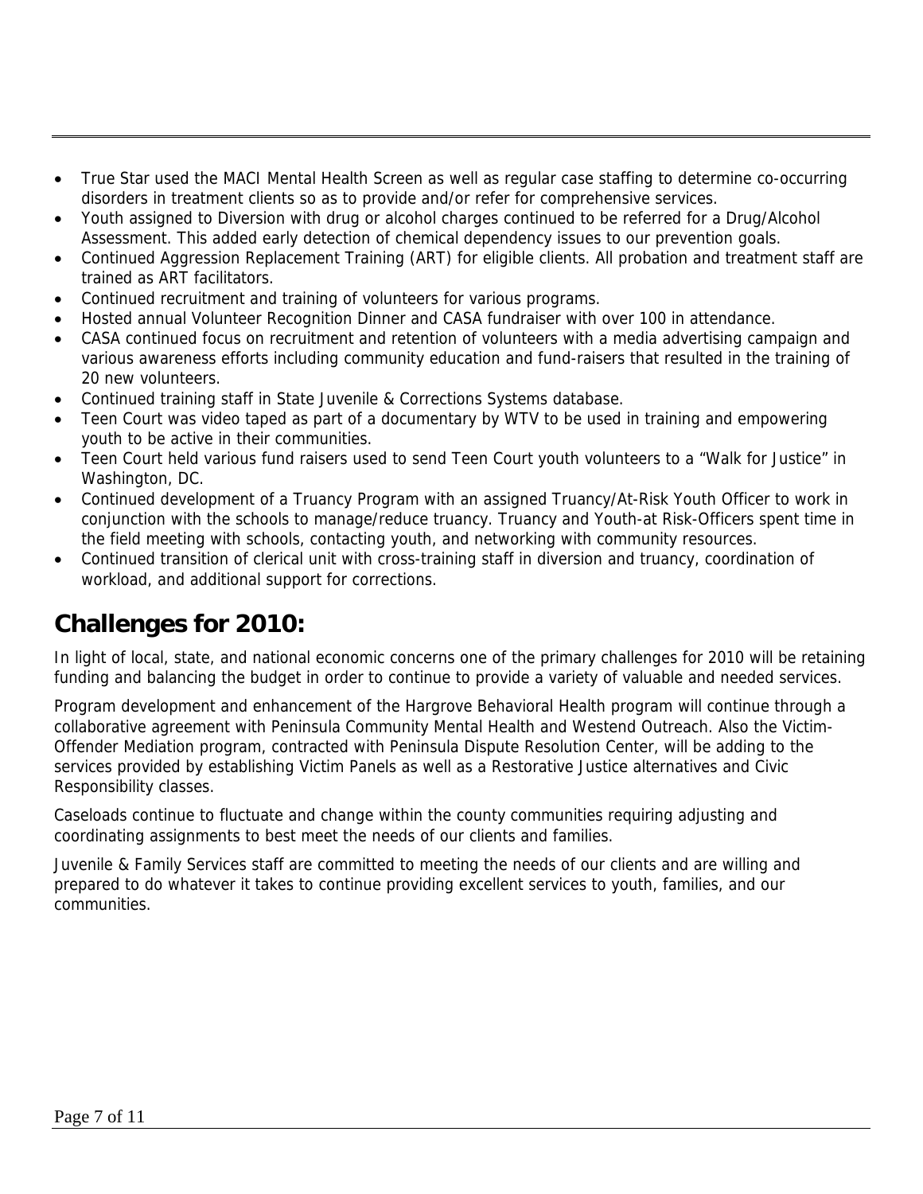- True Star used the MACI Mental Health Screen as well as regular case staffing to determine co-occurring disorders in treatment clients so as to provide and/or refer for comprehensive services.
- Youth assigned to Diversion with drug or alcohol charges continued to be referred for a Drug/Alcohol Assessment. This added early detection of chemical dependency issues to our prevention goals.
- Continued Aggression Replacement Training (ART) for eligible clients. All probation and treatment staff are trained as ART facilitators.
- Continued recruitment and training of volunteers for various programs.
- Hosted annual Volunteer Recognition Dinner and CASA fundraiser with over 100 in attendance.
- CASA continued focus on recruitment and retention of volunteers with a media advertising campaign and various awareness efforts including community education and fund-raisers that resulted in the training of 20 new volunteers.
- Continued training staff in State Juvenile & Corrections Systems database.
- Teen Court was video taped as part of a documentary by WTV to be used in training and empowering youth to be active in their communities.
- Teen Court held various fund raisers used to send Teen Court youth volunteers to a "Walk for Justice" in Washington, DC.
- Continued development of a Truancy Program with an assigned Truancy/At-Risk Youth Officer to work in conjunction with the schools to manage/reduce truancy. Truancy and Youth-at Risk-Officers spent time in the field meeting with schools, contacting youth, and networking with community resources.
- Continued transition of clerical unit with cross-training staff in diversion and truancy, coordination of workload, and additional support for corrections.

## Challenges for 2010:

In light of local, state, and national economic concerns one of the primary challenges for 2010 will be retaining funding and balancing the budget in order to continue to provide a variety of valuable and needed services.

Program development and enhancement of the Hargrove Behavioral Health program will continue through a collaborative agreement with Peninsula Community Mental Health and Westend Outreach. Also the Victim-Offender Mediation program, contracted with Peninsula Dispute Resolution Center, will be adding to the services provided by establishing Victim Panels as well as a Restorative Justice alternatives and Civic Responsibility classes.

Caseloads continue to fluctuate and change within the county communities requiring adjusting and coordinating assignments to best meet the needs of our clients and families.

Juvenile & Family Services staff are committed to meeting the needs of our clients and are willing and prepared to do whatever it takes to continue providing excellent services to youth, families, and our communities.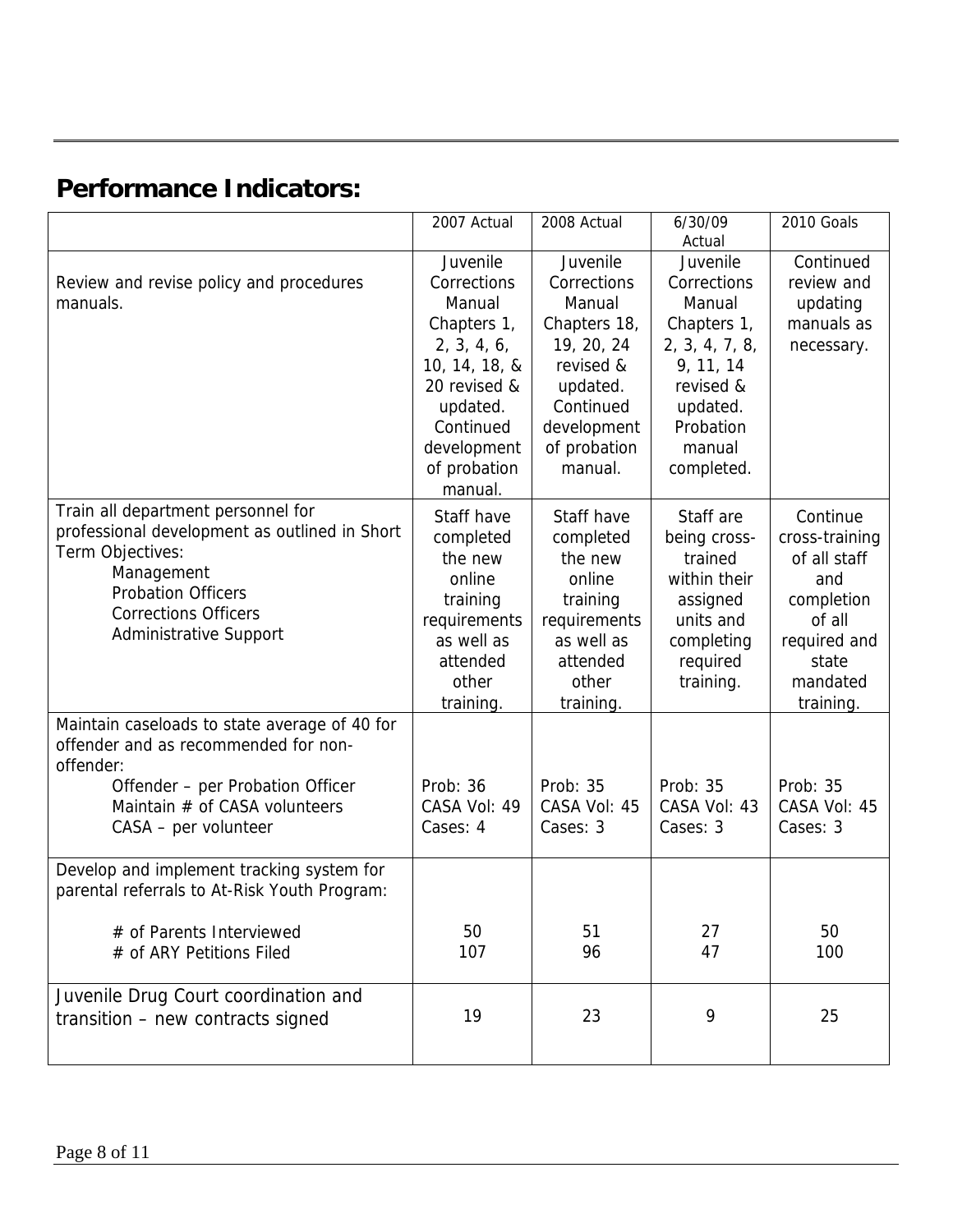## Performance Indicators:

| | 2007 Actual | 2008 Actual | 6/30/09 Actual | 2010 Goals |
|---|---|---|---|---|
| Review and revise policy and procedures manuals. | Juvenile Corrections Manual Chapters 1, 2, 3, 4, 6, 10, 14, 18, & 20 revised & updated. Continued development of probation manual. | Juvenile Corrections Manual Chapters 18, 19, 20, 24 revised & updated. Continued development of probation manual. | Juvenile Corrections Manual Chapters 1, 2, 3, 4, 7, 8, 9, 11, 14 revised & updated. Probation manual completed. | Continued review and updating manuals as necessary. |
| Train all department personnel for professional development as outlined in Short Term Objectives:<br>Management<br>Probation Officers<br>Corrections Officers<br>Administrative Support | Staff have completed the new online training requirements as well as attended other training. | Staff have completed the new online training requirements as well as attended other training. | Staff are being cross-trained within their assigned units and completing required training. | Continue cross-training of all staff and completion of all required and state mandated training. |
| Maintain caseloads to state average of 40 for offender and as recommended for non-offender:<br>Offender – per Probation Officer<br>Maintain # of CASA volunteers<br>CASA – per volunteer | Prob: 36<br>CASA Vol: 49<br>Cases: 4 | Prob: 35<br>CASA Vol: 45<br>Cases: 3 | Prob: 35<br>CASA Vol: 43<br>Cases: 3 | Prob: 35<br>CASA Vol: 45<br>Cases: 3 |
| Develop and implement tracking system for parental referrals to At-Risk Youth Program:<br># of Parents Interviewed<br># of ARY Petitions Filed | 50<br>107 | 51<br>96 | 27<br>47 | 50<br>100 |
| Juvenile Drug Court coordination and transition – new contracts signed | 19 | 23 | 9 | 25 |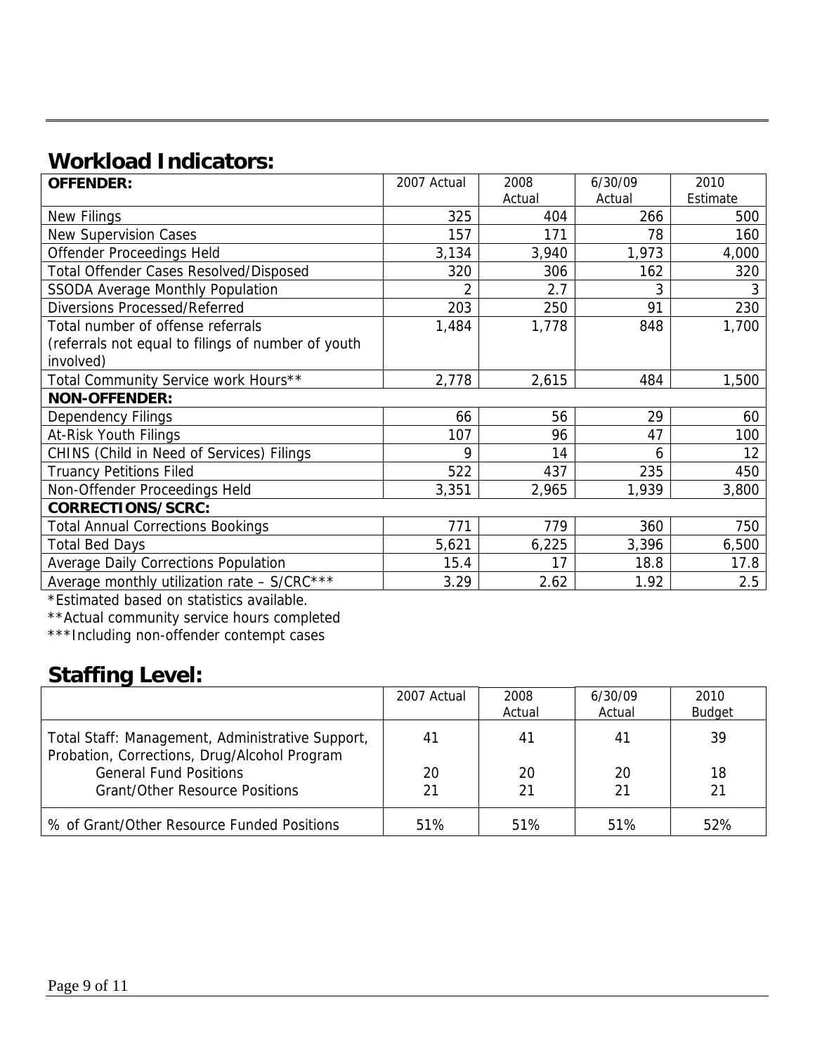## Workload Indicators:

| OFFENDER: | 2007 Actual | 2008 Actual | 6/30/09 Actual | 2010 Estimate |
|---|---|---|---|---|
| New Filings | 325 | 404 | 266 | 500 |
| New Supervision Cases | 157 | 171 | 78 | 160 |
| Offender Proceedings Held | 3,134 | 3,940 | 1,973 | 4,000 |
| Total Offender Cases Resolved/Disposed | 320 | 306 | 162 | 320 |
| SSODA Average Monthly Population | 2 | 2.7 | 3 | 3 |
| Diversions Processed/Referred | 203 | 250 | 91 | 230 |
| Total number of offense referrals (referrals not equal to filings of number of youth involved) | 1,484 | 1,778 | 848 | 1,700 |
| Total Community Service work Hours** | 2,778 | 2,615 | 484 | 1,500 |
| **NON-OFFENDER:** | | | | |
| Dependency Filings | 66 | 56 | 29 | 60 |
| At-Risk Youth Filings | 107 | 96 | 47 | 100 |
| CHINS (Child in Need of Services) Filings | 9 | 14 | 6 | 12 |
| Truancy Petitions Filed | 522 | 437 | 235 | 450 |
| Non-Offender Proceedings Held | 3,351 | 2,965 | 1,939 | 3,800 |
| **CORRECTIONS/SCRC:** | | | | |
| Total Annual Corrections Bookings | 771 | 779 | 360 | 750 |
| Total Bed Days | 5,621 | 6,225 | 3,396 | 6,500 |
| Average Daily Corrections Population | 15.4 | 17 | 18.8 | 17.8 |
| Average monthly utilization rate – S/CRC*** | 3.29 | 2.62 | 1.92 | 2.5 |

*Estimated based on statistics available.

**Actual community service hours completed

***Including non-offender contempt cases

## Staffing Level:

| | 2007 Actual | 2008 Actual | 6/30/09 Actual | 2010 Budget |
|---|---|---|---|---|
| Total Staff: Management, Administrative Support, Probation, Corrections, Drug/Alcohol Program | 41 | 41 | 41 | 39 |
| General Fund Positions | 20 | 20 | 20 | 18 |
| Grant/Other Resource Positions | 21 | 21 | 21 | 21 |
| % of Grant/Other Resource Funded Positions | 51% | 51% | 51% | 52% |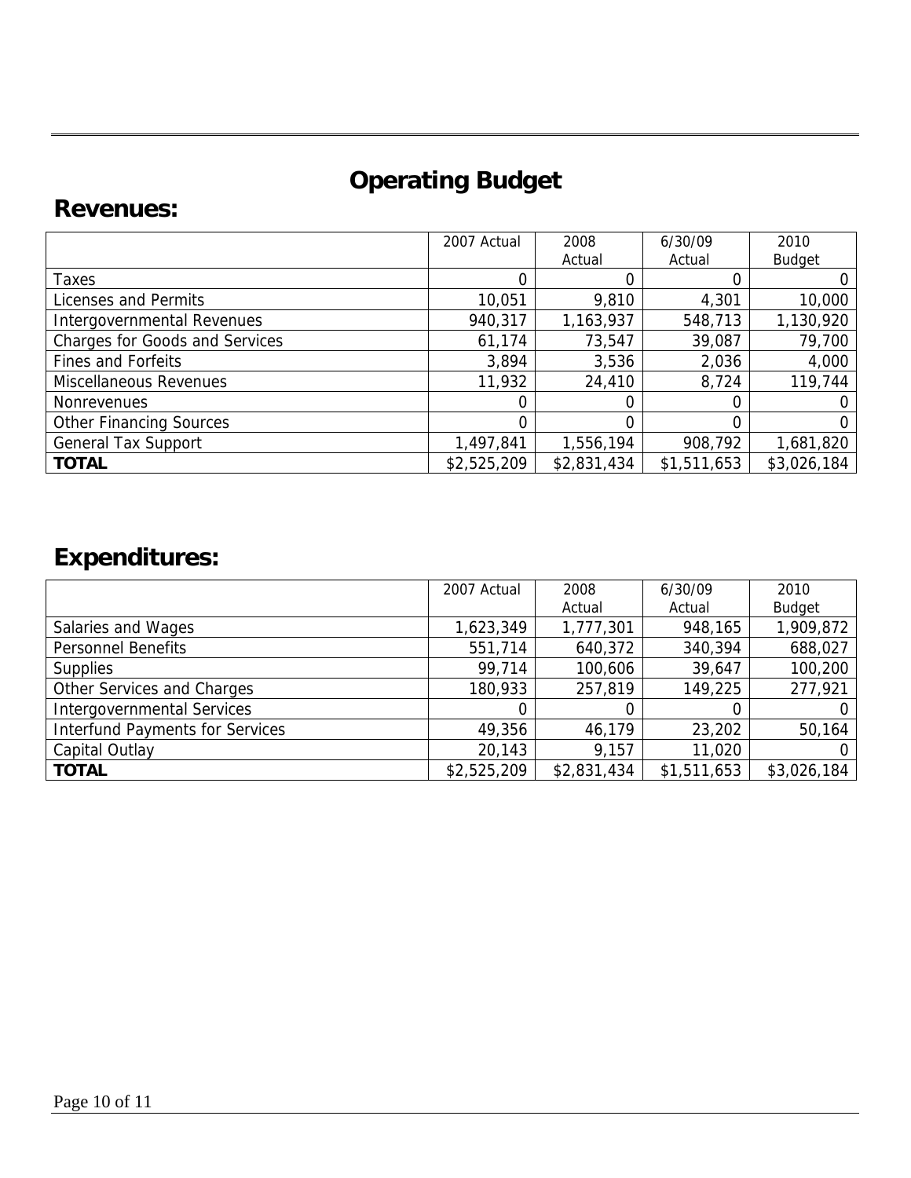# Operating Budget

## Revenues:

| | 2007 Actual | 2008 Actual | 6/30/09 Actual | 2010 Budget |
|---|---|---|---|---|
| Taxes | 0 | 0 | 0 | 0 |
| Licenses and Permits | 10,051 | 9,810 | 4,301 | 10,000 |
| Intergovernmental Revenues | 940,317 | 1,163,937 | 548,713 | 1,130,920 |
| Charges for Goods and Services | 61,174 | 73,547 | 39,087 | 79,700 |
| Fines and Forfeits | 3,894 | 3,536 | 2,036 | 4,000 |
| Miscellaneous Revenues | 11,932 | 24,410 | 8,724 | 119,744 |
| Nonrevenues | 0 | 0 | 0 | 0 |
| Other Financing Sources | 0 | 0 | 0 | 0 |
| General Tax Support | 1,497,841 | 1,556,194 | 908,792 | 1,681,820 |
| **TOTAL** | $2,525,209 | $2,831,434 | $1,511,653 | $3,026,184 |

## Expenditures:

| | 2007 Actual | 2008 Actual | 6/30/09 Actual | 2010 Budget |
|---|---|---|---|---|
| Salaries and Wages | 1,623,349 | 1,777,301 | 948,165 | 1,909,872 |
| Personnel Benefits | 551,714 | 640,372 | 340,394 | 688,027 |
| Supplies | 99,714 | 100,606 | 39,647 | 100,200 |
| Other Services and Charges | 180,933 | 257,819 | 149,225 | 277,921 |
| Intergovernmental Services | 0 | 0 | 0 | 0 |
| Interfund Payments for Services | 49,356 | 46,179 | 23,202 | 50,164 |
| Capital Outlay | 20,143 | 9,157 | 11,020 | 0 |
| **TOTAL** | $2,525,209 | $2,831,434 | $1,511,653 | $3,026,184 |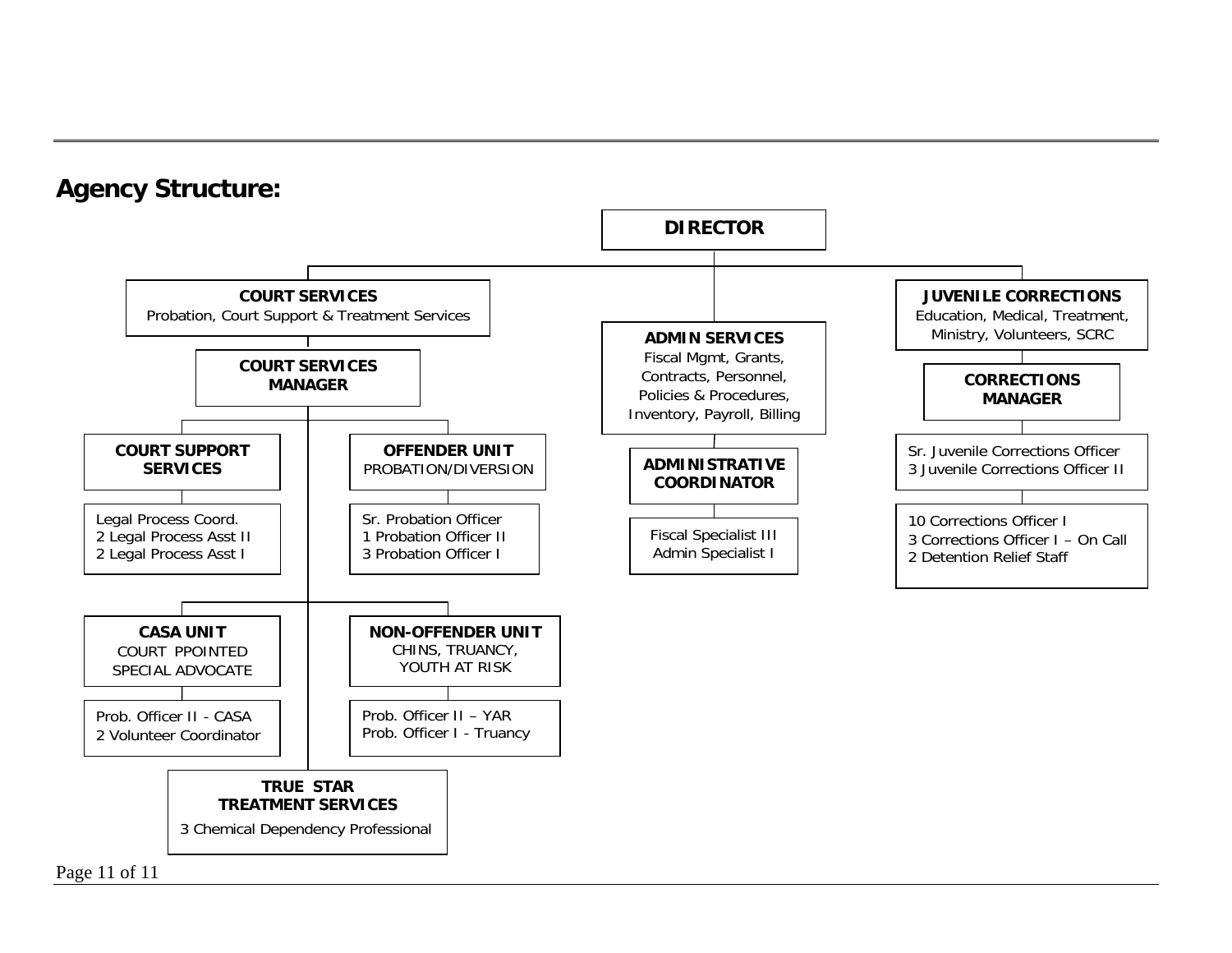## Agency Structure:

**DIRECTOR**

- **COURT SERVICES**
  Probation, Court Support & Treatment Services
  - **COURT SERVICES MANAGER**
    - **COURT SUPPORT SERVICES**
      - Legal Process Coord.
      - 2 Legal Process Asst II
      - 2 Legal Process Asst I
    - **OFFENDER UNIT**
      PROBATION/DIVERSION
      - Sr. Probation Officer
      - 1 Probation Officer II
      - 3 Probation Officer I
    - **CASA UNIT**
      COURT PPOINTED SPECIAL ADVOCATE
      - Prob. Officer II - CASA
      - 2 Volunteer Coordinator
    - **NON-OFFENDER UNIT**
      CHINS, TRUANCY, YOUTH AT RISK
      - Prob. Officer II – YAR
      - Prob. Officer I - Truancy
    - **TRUE STAR TREATMENT SERVICES**
      - 3 Chemical Dependency Professional
- **ADMIN SERVICES**
  Fiscal Mgmt, Grants, Contracts, Personnel, Policies & Procedures, Inventory, Payroll, Billing
  - **ADMINISTRATIVE COORDINATOR**
    - Fiscal Specialist III
    - Admin Specialist I
- **JUVENILE CORRECTIONS**
  Education, Medical, Treatment, Ministry, Volunteers, SCRC
  - **CORRECTIONS MANAGER**
    - Sr. Juvenile Corrections Officer
    - 3 Juvenile Corrections Officer II
      - 10 Corrections Officer I
      - 3 Corrections Officer I – On Call
      - 2 Detention Relief Staff